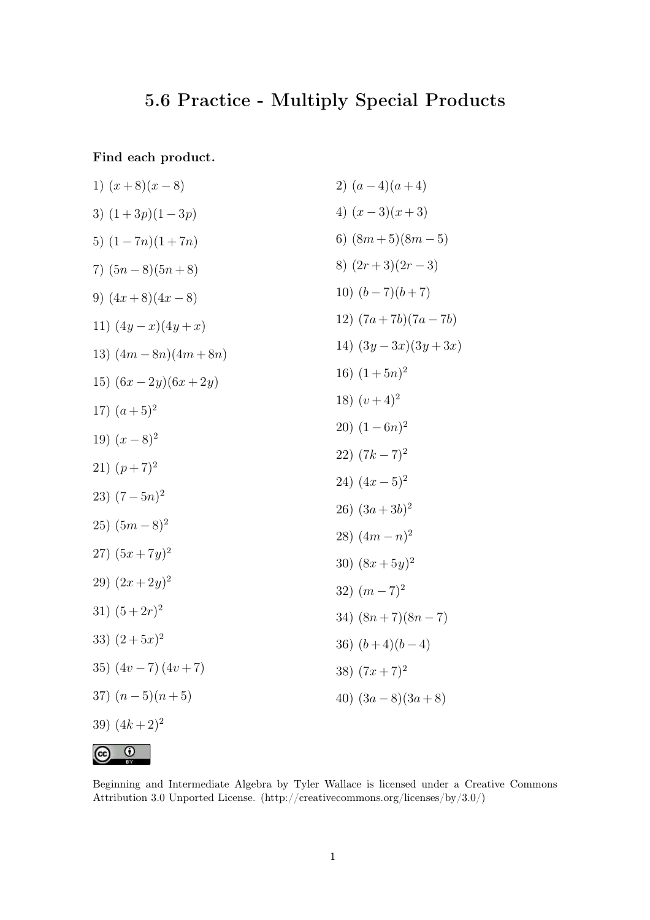# 5.6 Practice - Multiply Special Products

**Find each product.**

1) $(x+8)(x-8)$

2) $(a-4)(a+4)$

3) $(1+3p)(1-3p)$

4) $(x-3)(x+3)$

5) $(1-7n)(1+7n)$

6) $(8m+5)(8m-5)$

7) $(5n-8)(5n+8)$

8) $(2r+3)(2r-3)$

9) $(4x+8)(4x-8)$

10) $(b-7)(b+7)$

11) $(4y-x)(4y+x)$

12) $(7a+7b)(7a-7b)$

13) $(4m-8n)(4m+8n)$

14) $(3y-3x)(3y+3x)$

15) $(6x-2y)(6x+2y)$

16) $(1+5n)^2$

17) $(a+5)^2$

18) $(v+4)^2$

19) $(x-8)^2$

20) $(1-6n)^2$

21) $(p+7)^2$

22) $(7k-7)^2$

23) $(7-5n)^2$

24) $(4x-5)^2$

25) $(5m-8)^2$

26) $(3a+3b)^2$

27) $(5x+7y)^2$

28) $(4m-n)^2$

29) $(2x+2y)^2$

30) $(8x+5y)^2$

31) $(5+2r)^2$

32) $(m-7)^2$

33) $(2+5x)^2$

34) $(8n+7)(8n-7)$

35) $(4v-7)(4v+7)$

36) $(b+4)(b-4)$

37) $(n-5)(n+5)$

38) $(7x+7)^2$

39) $(4k+2)^2$

40) $(3a-8)(3a+8)$

Beginning and Intermediate Algebra by Tyler Wallace is licensed under a Creative Commons Attribution 3.0 Unported License. (http://creativecommons.org/licenses/by/3.0/)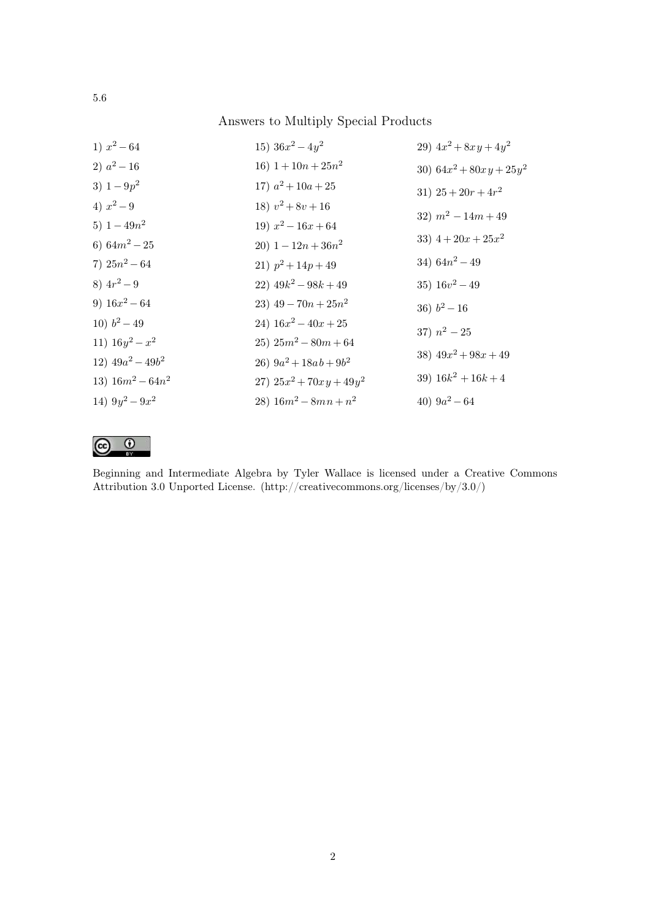5.6

## Answers to Multiply Special Products

1) $x^2 - 64$

2) $a^2 - 16$

3) $1 - 9p^2$

4) $x^2 - 9$

5) $1 - 49n^2$

6) $64m^2 - 25$

7) $25n^2 - 64$

8) $4r^2 - 9$

9) $16x^2 - 64$

10) $b^2 - 49$

11) $16y^2 - x^2$

12) $49a^2 - 49b^2$

13) $16m^2 - 64n^2$

14) $9y^2 - 9x^2$

15) $36x^2 - 4y^2$

16) $1 + 10n + 25n^2$

17) $a^2 + 10a + 25$

18) $v^2 + 8v + 16$

19) $x^2 - 16x + 64$

20) $1 - 12n + 36n^2$

21) $p^2 + 14p + 49$

22) $49k^2 - 98k + 49$

23) $49 - 70n + 25n^2$

24) $16x^2 - 40x + 25$

25) $25m^2 - 80m + 64$

26) $9a^2 + 18ab + 9b^2$

27) $25x^2 + 70xy + 49y^2$

28) $16m^2 - 8mn + n^2$

29) $4x^2 + 8xy + 4y^2$

30) $64x^2 + 80xy + 25y^2$

31) $25 + 20r + 4r^2$

32) $m^2 - 14m + 49$

33) $4 + 20x + 25x^2$

34) $64n^2 - 49$

35) $16v^2 - 49$

36) $b^2 - 16$

37) $n^2 - 25$

38) $49x^2 + 98x + 49$

39) $16k^2 + 16k + 4$

40) $9a^2 - 64$

Beginning and Intermediate Algebra by Tyler Wallace is licensed under a Creative Commons Attribution 3.0 Unported License. (http://creativecommons.org/licenses/by/3.0/)